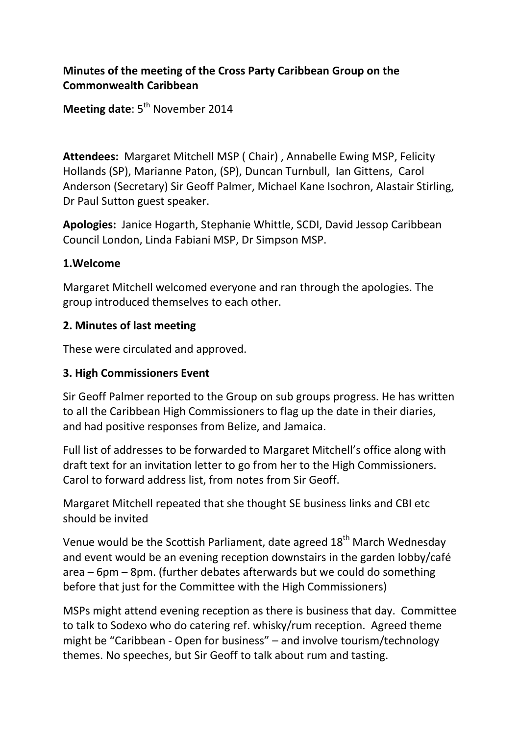**Minutes of the meeting of the Cross Party Caribbean Group on the Commonwealth Caribbean**

**Meeting date**: 5th November 2014

**Attendees:** Margaret Mitchell MSP ( Chair) , Annabelle Ewing MSP, Felicity Hollands (SP), Marianne Paton, (SP), Duncan Turnbull, Ian Gittens, Carol Anderson (Secretary) Sir Geoff Palmer, Michael Kane Isochron, Alastair Stirling, Dr Paul Sutton guest speaker.

**Apologies:** Janice Hogarth, Stephanie Whittle, SCDI, David Jessop Caribbean Council London, Linda Fabiani MSP, Dr Simpson MSP.

**1.Welcome**

Margaret Mitchell welcomed everyone and ran through the apologies. The group introduced themselves to each other.

**2. Minutes of last meeting**

These were circulated and approved.

**3. High Commissioners Event**

Sir Geoff Palmer reported to the Group on sub groups progress. He has written to all the Caribbean High Commissioners to flag up the date in their diaries, and had positive responses from Belize, and Jamaica.

Full list of addresses to be forwarded to Margaret Mitchell's office along with draft text for an invitation letter to go from her to the High Commissioners. Carol to forward address list, from notes from Sir Geoff.

Margaret Mitchell repeated that she thought SE business links and CBI etc should be invited

Venue would be the Scottish Parliament, date agreed 18th March Wednesday and event would be an evening reception downstairs in the garden lobby/café area – 6pm – 8pm. (further debates afterwards but we could do something before that just for the Committee with the High Commissioners)

MSPs might attend evening reception as there is business that day. Committee to talk to Sodexo who do catering ref. whisky/rum reception. Agreed theme might be "Caribbean - Open for business" – and involve tourism/technology themes. No speeches, but Sir Geoff to talk about rum and tasting.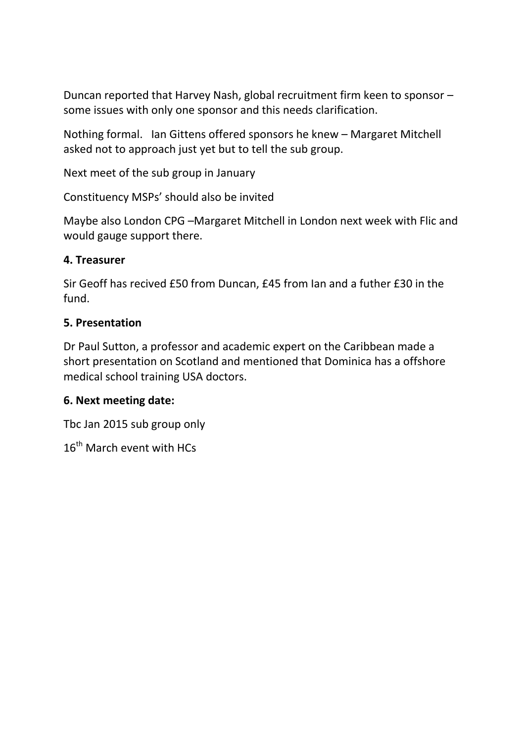Duncan reported that Harvey Nash, global recruitment firm keen to sponsor – some issues with only one sponsor and this needs clarification.

Nothing formal.   Ian Gittens offered sponsors he knew – Margaret Mitchell asked not to approach just yet but to tell the sub group.

Next meet of the sub group in January

Constituency MSPs' should also be invited

Maybe also London CPG –Margaret Mitchell in London next week with Flic and would gauge support there.

**4. Treasurer**

Sir Geoff has recived £50 from Duncan, £45 from Ian and a futher £30 in the fund.

**5. Presentation**

Dr Paul Sutton, a professor and academic expert on the Caribbean made a short presentation on Scotland and mentioned that Dominica has a offshore medical school training USA doctors.

**6. Next meeting date:**

Tbc Jan 2015 sub group only

16th March event with HCs